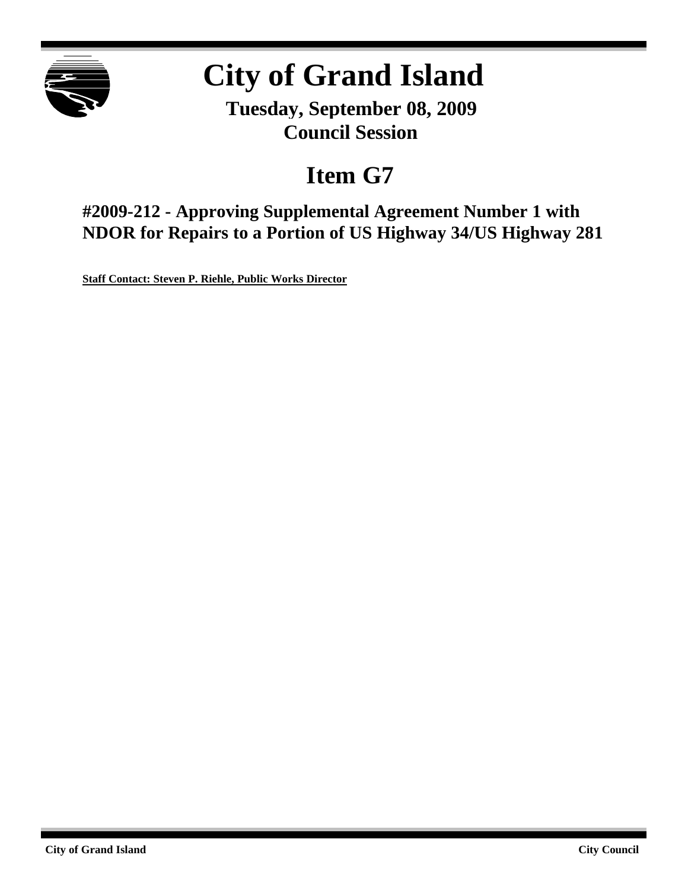# City of Grand Island

**Tuesday, September 08, 2009**
**Council Session**

## Item G7

### #2009-212 - Approving Supplemental Agreement Number 1 with NDOR for Repairs to a Portion of US Highway 34/US Highway 281

**Staff Contact: Steven P. Riehle, Public Works Director**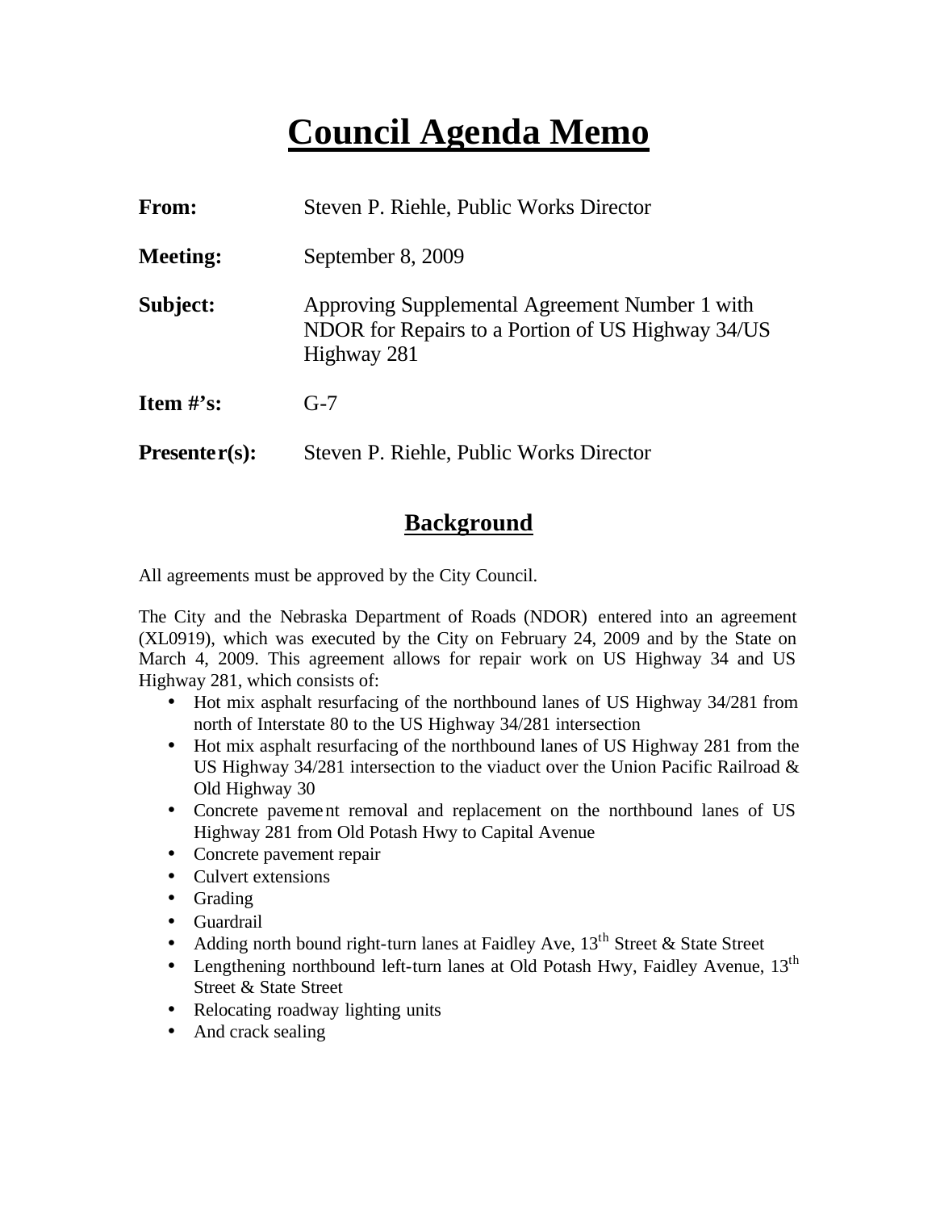# Council Agenda Memo

**From:** Steven P. Riehle, Public Works Director

**Meeting:** September 8, 2009

**Subject:** Approving Supplemental Agreement Number 1 with NDOR for Repairs to a Portion of US Highway 34/US Highway 281

**Item #'s:** G-7

**Presenter(s):** Steven P. Riehle, Public Works Director

## Background

All agreements must be approved by the City Council.

The City and the Nebraska Department of Roads (NDOR) entered into an agreement (XL0919), which was executed by the City on February 24, 2009 and by the State on March 4, 2009. This agreement allows for repair work on US Highway 34 and US Highway 281, which consists of:

- Hot mix asphalt resurfacing of the northbound lanes of US Highway 34/281 from north of Interstate 80 to the US Highway 34/281 intersection
- Hot mix asphalt resurfacing of the northbound lanes of US Highway 281 from the US Highway 34/281 intersection to the viaduct over the Union Pacific Railroad & Old Highway 30
- Concrete pavement removal and replacement on the northbound lanes of US Highway 281 from Old Potash Hwy to Capital Avenue
- Concrete pavement repair
- Culvert extensions
- Grading
- Guardrail
- Adding north bound right-turn lanes at Faidley Ave, 13th Street & State Street
- Lengthening northbound left-turn lanes at Old Potash Hwy, Faidley Avenue, 13th Street & State Street
- Relocating roadway lighting units
- And crack sealing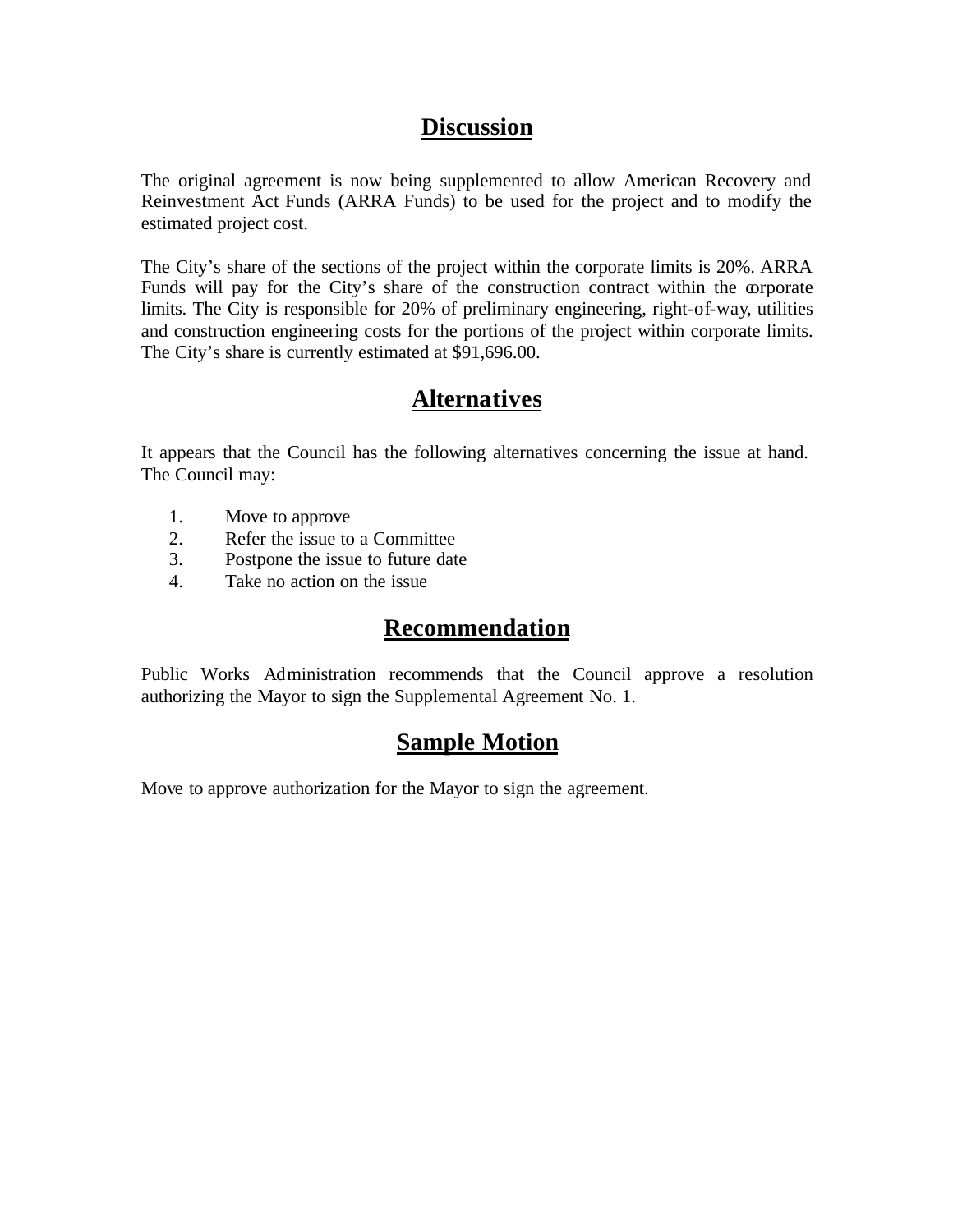## Discussion

The original agreement is now being supplemented to allow American Recovery and Reinvestment Act Funds (ARRA Funds) to be used for the project and to modify the estimated project cost.

The City's share of the sections of the project within the corporate limits is 20%. ARRA Funds will pay for the City's share of the construction contract within the corporate limits. The City is responsible for 20% of preliminary engineering, right-of-way, utilities and construction engineering costs for the portions of the project within corporate limits. The City's share is currently estimated at $91,696.00.

## Alternatives

It appears that the Council has the following alternatives concerning the issue at hand. The Council may:

1. Move to approve
2. Refer the issue to a Committee
3. Postpone the issue to future date
4. Take no action on the issue

## Recommendation

Public Works Administration recommends that the Council approve a resolution authorizing the Mayor to sign the Supplemental Agreement No. 1.

## Sample Motion

Move to approve authorization for the Mayor to sign the agreement.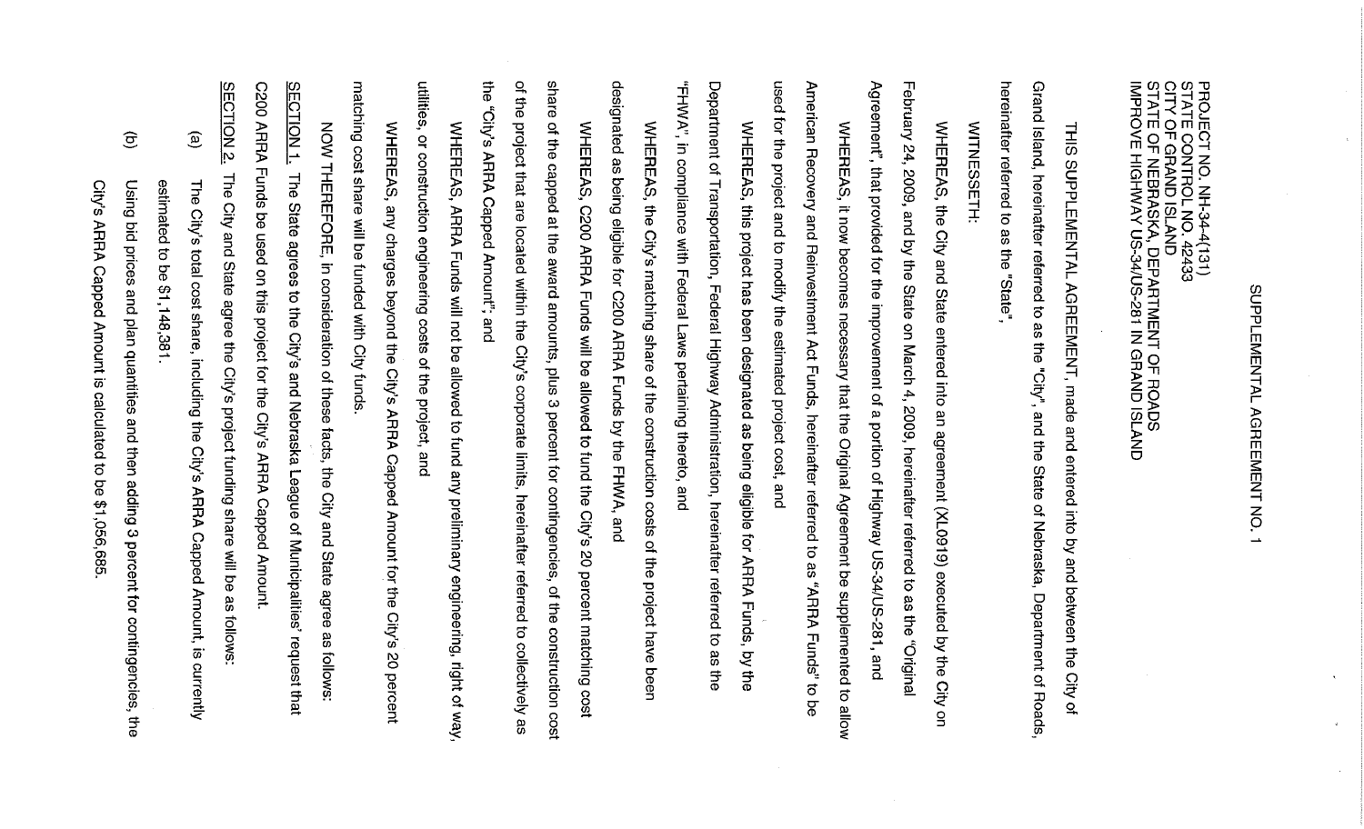# SUPPLEMENTAL AGREEMENT NO. 1

PROJECT NO. NH-34-4(131)
STATE CONTROL NO. 42433
CITY OF GRAND ISLAND
STATE OF NEBRASKA, DEPARTMENT OF ROADS
IMPROVE HIGHWAY US-34/US-281 IN GRAND ISLAND

THIS SUPPLEMENTAL AGREEMENT, made and entered into by and between the City of Grand Island, hereinafter referred to as the "City", and the State of Nebraska, Department of Roads, hereinafter referred to as the "State",

WITNESSETH:

WHEREAS, the City and State entered into an agreement (XL0919) executed by the City on February 24, 2009, and by the State on March 4, 2009, hereinafter referred to as the "Original Agreement", that provided for the improvement of a portion of Highway US-34/US-281, and

WHEREAS, it now becomes necessary that the Original Agreement be supplemented to allow American Recovery and Reinvestment Act Funds, hereinafter referred to as "ARRA Funds" to be used for the project and to modify the estimated project cost, and

WHEREAS, this project has been designated as being eligible for ARRA Funds, by the Department of Transportation, Federal Highway Administration, hereinafter referred to as the "FHWA", in compliance with Federal Laws pertaining thereto, and

WHEREAS, the City's matching share of the construction costs of the project have been designated as being eligible for C200 ARRA Funds by the FHWA, and

WHEREAS, C200 ARRA Funds will be allowed to fund the City's 20 percent matching cost share of the capped at the award amounts, plus 3 percent for contingencies, of the construction cost of the project that are located within the City's corporate limits, hereinafter referred to collectively as the "City's ARRA Capped Amount", and

WHEREAS, ARRA Funds will not be allowed to fund any preliminary engineering, right of way, utilities, or construction engineering costs of the project, and

WHEREAS, any charges beyond the City's ARRA Capped Amount for the City's 20 percent matching cost share will be funded with City funds.

NOW THEREFORE, in consideration of these facts, the City and State agree as follows:

SECTION 1. The State agrees to the City's and Nebraska League of Municipalities' request that C200 ARRA Funds be used on this project for the City's ARRA Capped Amount.

SECTION 2. The City and State agree the City's project funding share will be as follows:

(a) The City's total cost share, including the City's ARRA Capped Amount, is currently estimated to be $1,148,381.

(b) Using bid prices and plan quantities and then adding 3 percent for contingencies, the City's ARRA Capped Amount is calculated to be $1,056,685.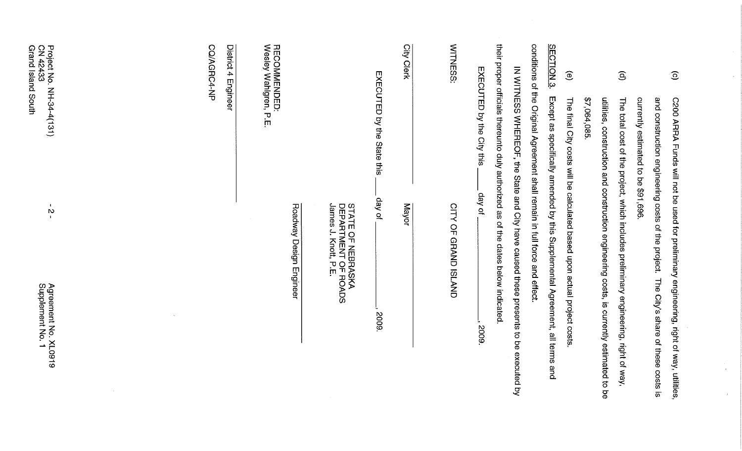(c) C200 ARRA Funds will not be used for preliminary engineering, right of way, utilities, and construction engineering costs of the project. The City's share of these costs is currently estimated to be $91,696.

(d) The total cost of the project, which includes preliminary engineering, right of way, utilities, construction and construction engineering costs, is currently estimated to be $7,064,085.

(e) The final City costs will be calculated based upon actual project costs.

<u>SECTION 3.</u> Except as specifically amended by this Supplemental Agreement, all terms and conditions of the Original Agreement shall remain in full force and effect.

IN WITNESS WHEREOF, the State and City have caused these presents to be executed by their proper officials thereunto duly authorized as of the dates below indicated.

EXECUTED by the City this ____ day of ______________, 2009.

WITNESS: CITY OF GRAND ISLAND

______________________
City Clerk

______________________
Mayor

EXECUTED by the State this ____ day of ______________, 2009.

STATE OF NEBRASKA
DEPARTMENT OF ROADS
James J. Knott, P.E.

______________________
Roadway Design Engineer

RECOMMENDED:
Wesley Wahlgren, P.E.

______________________
District 4 Engineer

CQ/AGRC4-NP

Project No. NH-34-4(131)
CN 42433
Grand Island South

Agreement No. XL0919
Supplement No. 1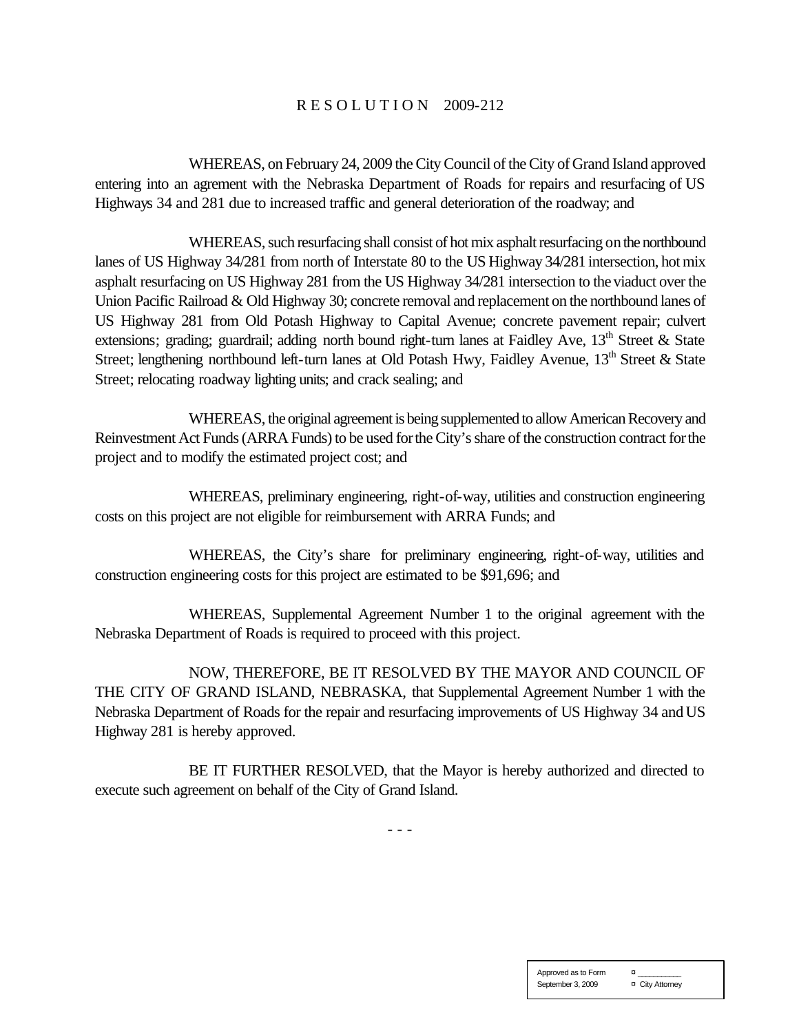# RESOLUTION 2009-212

WHEREAS, on February 24, 2009 the City Council of the City of Grand Island approved entering into an agrement with the Nebraska Department of Roads for repairs and resurfacing of US Highways 34 and 281 due to increased traffic and general deterioration of the roadway; and

WHEREAS, such resurfacing shall consist of hot mix asphalt resurfacing on the northbound lanes of US Highway 34/281 from north of Interstate 80 to the US Highway 34/281 intersection, hot mix asphalt resurfacing on US Highway 281 from the US Highway 34/281 intersection to the viaduct over the Union Pacific Railroad & Old Highway 30; concrete removal and replacement on the northbound lanes of US Highway 281 from Old Potash Highway to Capital Avenue; concrete pavement repair; culvert extensions; grading; guardrail; adding north bound right-turn lanes at Faidley Ave, 13th Street & State Street; lengthening northbound left-turn lanes at Old Potash Hwy, Faidley Avenue, 13th Street & State Street; relocating roadway lighting units; and crack sealing; and

WHEREAS, the original agreement is being supplemented to allow American Recovery and Reinvestment Act Funds (ARRA Funds) to be used for the City's share of the construction contract for the project and to modify the estimated project cost; and

WHEREAS, preliminary engineering, right-of-way, utilities and construction engineering costs on this project are not eligible for reimbursement with ARRA Funds; and

WHEREAS, the City's share for preliminary engineering, right-of-way, utilities and construction engineering costs for this project are estimated to be $91,696; and

WHEREAS, Supplemental Agreement Number 1 to the original agreement with the Nebraska Department of Roads is required to proceed with this project.

NOW, THEREFORE, BE IT RESOLVED BY THE MAYOR AND COUNCIL OF THE CITY OF GRAND ISLAND, NEBRASKA, that Supplemental Agreement Number 1 with the Nebraska Department of Roads for the repair and resurfacing improvements of US Highway 34 and US Highway 281 is hereby approved.

BE IT FURTHER RESOLVED, that the Mayor is hereby authorized and directed to execute such agreement on behalf of the City of Grand Island.

- - -

| Approved as to Form | ¤ ___________ |
|---|---|
| September 3, 2009 | ¤ City Attorney |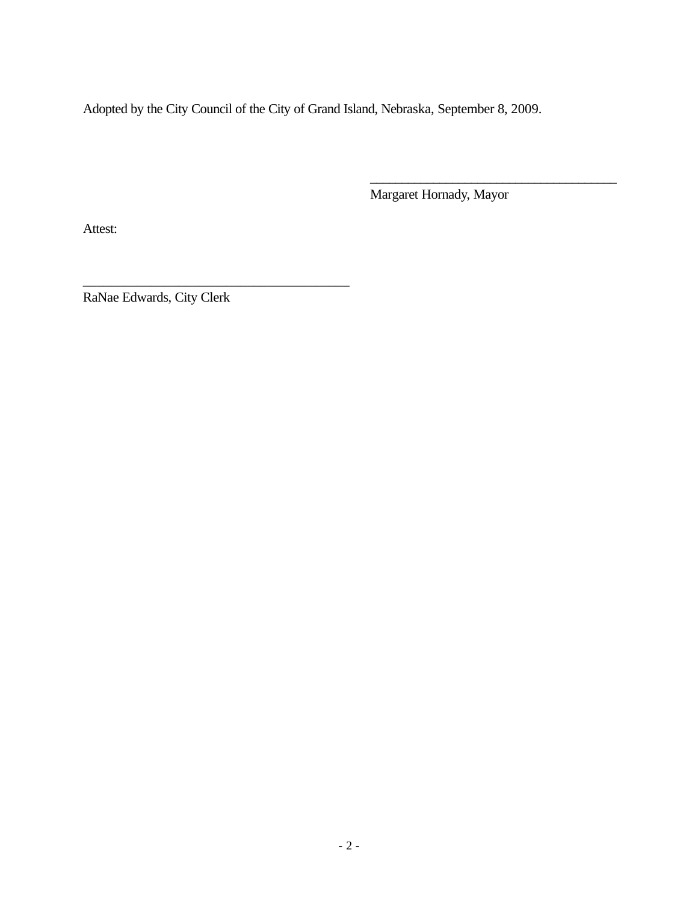Adopted by the City Council of the City of Grand Island, Nebraska, September 8, 2009.

_____________________________________
Margaret Hornady, Mayor

Attest:

_______________________________________
RaNae Edwards, City Clerk